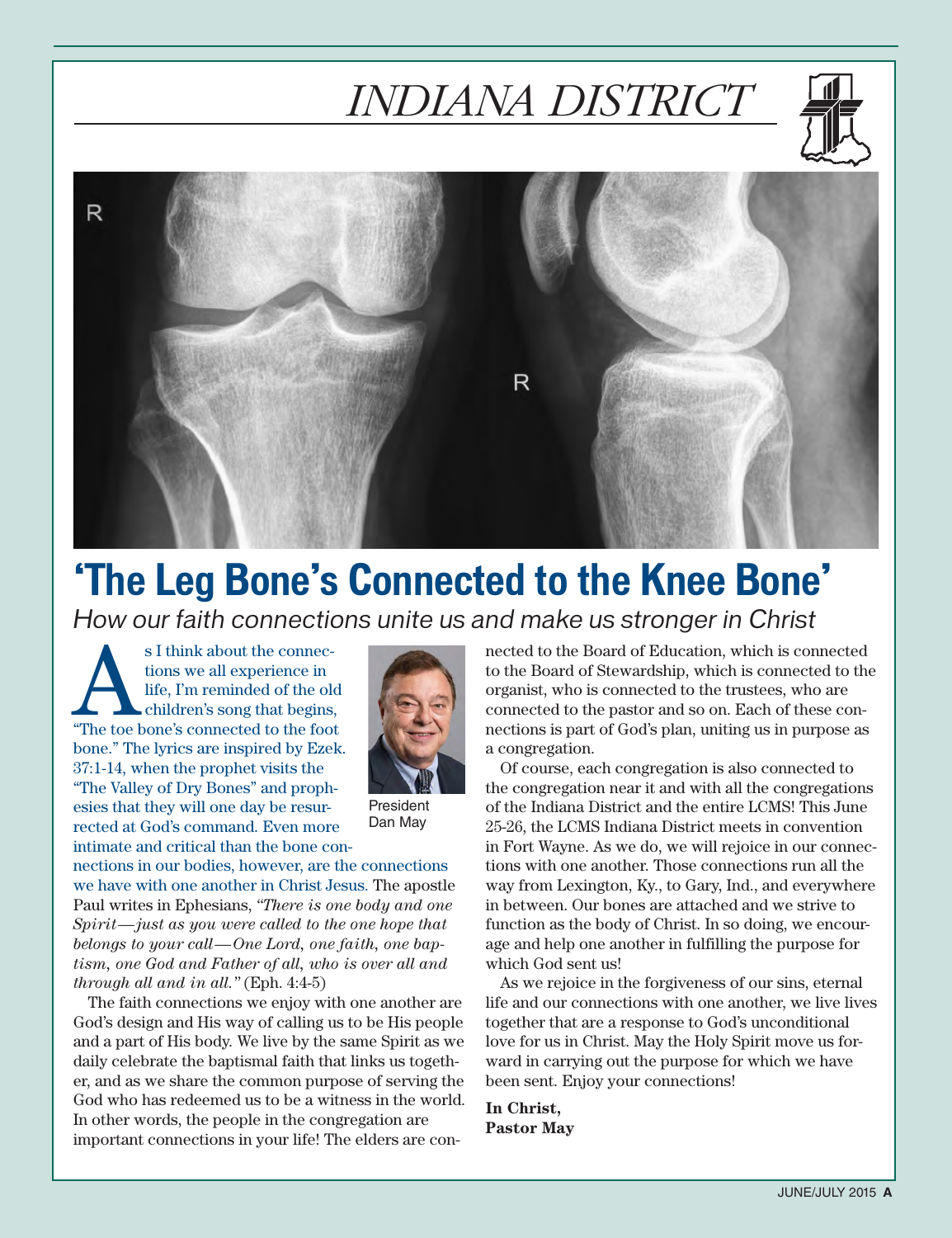# INDIANA DISTRICT

## 'The Leg Bone's Connected to the Knee Bone'

*How our faith connections unite us and make us stronger in Christ*

President Dan May

As I think about the connections we all experience in life, I'm reminded of the old children's song that begins, "The toe bone's connected to the foot bone." The lyrics are inspired by Ezek. 37:1-14, when the prophet visits the "The Valley of Dry Bones" and prophesies that they will one day be resurrected at God's command. Even more intimate and critical than the bone connections in our bodies, however, are the connections we have with one another in Christ Jesus. The apostle Paul writes in Ephesians, *"There is one body and one Spirit—just as you were called to the one hope that belongs to your call—One Lord, one faith, one baptism, one God and Father of all, who is over all and through all and in all."* (Eph. 4:4-5)

The faith connections we enjoy with one another are God's design and His way of calling us to be His people and a part of His body. We live by the same Spirit as we daily celebrate the baptismal faith that links us together, and as we share the common purpose of serving the God who has redeemed us to be a witness in the world. In other words, the people in the congregation are important connections in your life! The elders are connected to the Board of Education, which is connected to the Board of Stewardship, which is connected to the organist, who is connected to the trustees, who are connected to the pastor and so on. Each of these connections is part of God's plan, uniting us in purpose as a congregation.

Of course, each congregation is also connected to the congregation near it and with all the congregations of the Indiana District and the entire LCMS! This June 25-26, the LCMS Indiana District meets in convention in Fort Wayne. As we do, we will rejoice in our connections with one another. Those connections run all the way from Lexington, Ky., to Gary, Ind., and everywhere in between. Our bones are attached and we strive to function as the body of Christ. In so doing, we encourage and help one another in fulfilling the purpose for which God sent us!

As we rejoice in the forgiveness of our sins, eternal life and our connections with one another, we live lives together that are a response to God's unconditional love for us in Christ. May the Holy Spirit move us forward in carrying out the purpose for which we have been sent. Enjoy your connections!

**In Christ,**
**Pastor May**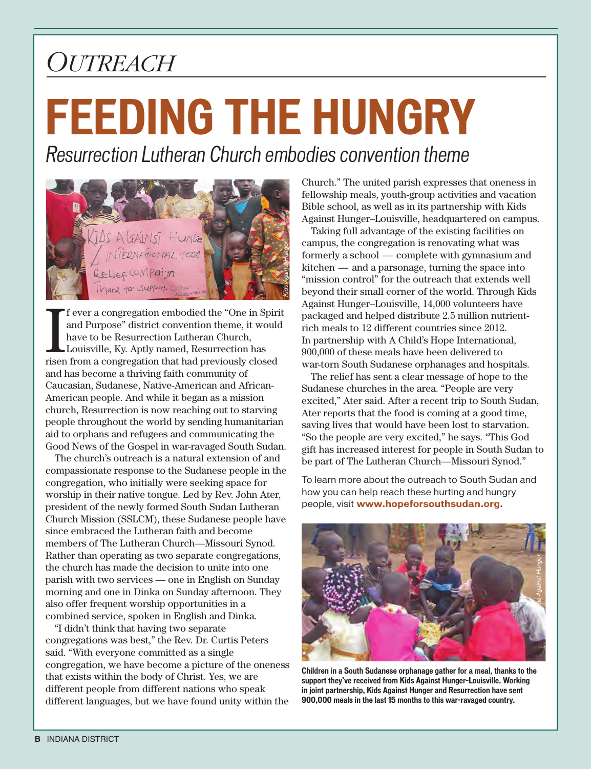*OUTREACH*

# FEEDING THE HUNGRY

*Resurrection Lutheran Church embodies convention theme*

If ever a congregation embodied the "One in Spirit and Purpose" district convention theme, it would have to be Resurrection Lutheran Church, Louisville, Ky. Aptly named, Resurrection has risen from a congregation that had previously closed and has become a thriving faith community of Caucasian, Sudanese, Native-American and African-American people. And while it began as a mission church, Resurrection is now reaching out to starving people throughout the world by sending humanitarian aid to orphans and refugees and communicating the Good News of the Gospel in war-ravaged South Sudan.

The church's outreach is a natural extension of and compassionate response to the Sudanese people in the congregation, who initially were seeking space for worship in their native tongue. Led by Rev. John Ater, president of the newly formed South Sudan Lutheran Church Mission (SSLCM), these Sudanese people have since embraced the Lutheran faith and become members of The Lutheran Church—Missouri Synod. Rather than operating as two separate congregations, the church has made the decision to unite into one parish with two services — one in English on Sunday morning and one in Dinka on Sunday afternoon. They also offer frequent worship opportunities in a combined service, spoken in English and Dinka.

"I didn't think that having two separate congregations was best," the Rev. Dr. Curtis Peters said. "With everyone committed as a single congregation, we have become a picture of the oneness that exists within the body of Christ. Yes, we are different people from different nations who speak different languages, but we have found unity within the Church." The united parish expresses that oneness in fellowship meals, youth-group activities and vacation Bible school, as well as in its partnership with Kids Against Hunger–Louisville, headquartered on campus.

Taking full advantage of the existing facilities on campus, the congregation is renovating what was formerly a school — complete with gymnasium and kitchen — and a parsonage, turning the space into "mission control" for the outreach that extends well beyond their small corner of the world. Through Kids Against Hunger–Louisville, 14,000 volunteers have packaged and helped distribute 2.5 million nutrient-rich meals to 12 different countries since 2012. In partnership with A Child's Hope International, 900,000 of these meals have been delivered to war-torn South Sudanese orphanages and hospitals.

The relief has sent a clear message of hope to the Sudanese churches in the area. "People are very excited," Ater said. After a recent trip to South Sudan, Ater reports that the food is coming at a good time, saving lives that would have been lost to starvation. "So the people are very excited," he says. "This God gift has increased interest for people in South Sudan to be part of The Lutheran Church—Missouri Synod."

To learn more about the outreach to South Sudan and how you can help reach these hurting and hungry people, visit **www.hopeforsouthsudan.org.**

**Children in a South Sudanese orphanage gather for a meal, thanks to the support they've received from Kids Against Hunger-Louisville. Working in joint partnership, Kids Against Hunger and Resurrection have sent 900,000 meals in the last 15 months to this war-ravaged country.**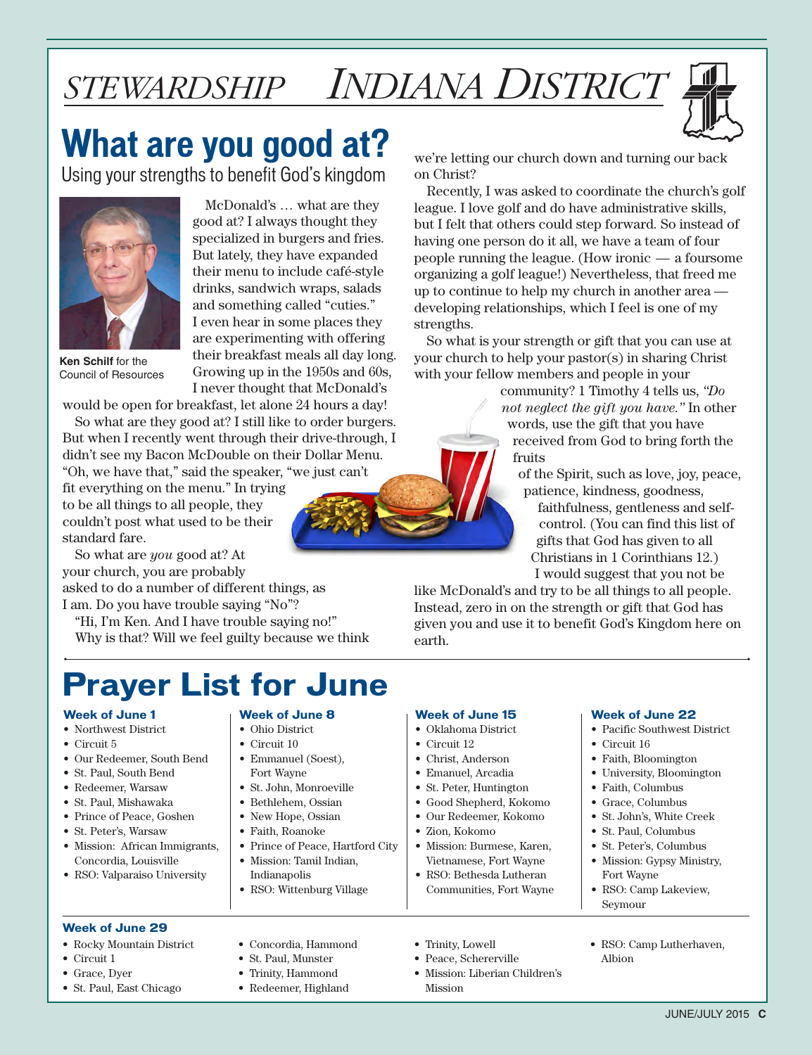# STEWARDSHIP INDIANA DISTRICT

## What are you good at?

### Using your strengths to benefit God's kingdom

**Ken Schilf** for the Council of Resources

McDonald's … what are they good at? I always thought they specialized in burgers and fries. But lately, they have expanded their menu to include café-style drinks, sandwich wraps, salads and something called "cuties." I even hear in some places they are experimenting with offering their breakfast meals all day long. Growing up in the 1950s and 60s, I never thought that McDonald's would be open for breakfast, let alone 24 hours a day!

So what are they good at? I still like to order burgers. But when I recently went through their drive-through, I didn't see my Bacon McDouble on their Dollar Menu. "Oh, we have that," said the speaker, "we just can't fit everything on the menu." In trying to be all things to all people, they couldn't post what used to be their standard fare.

So what are *you* good at? At your church, you are probably asked to do a number of different things, as I am. Do you have trouble saying "No"?

"Hi, I'm Ken. And I have trouble saying no!"

Why is that? Will we feel guilty because we think we're letting our church down and turning our back on Christ?

Recently, I was asked to coordinate the church's golf league. I love golf and do have administrative skills, but I felt that others could step forward. So instead of having one person do it all, we have a team of four people running the league. (How ironic — a foursome organizing a golf league!) Nevertheless, that freed me up to continue to help my church in another area — developing relationships, which I feel is one of my strengths.

So what is your strength or gift that you can use at your church to help your pastor(s) in sharing Christ with your fellow members and people in your community? 1 Timothy 4 tells us, *"Do not neglect the gift you have."* In other words, use the gift that you have received from God to bring forth the fruits of the Spirit, such as love, joy, peace, patience, kindness, goodness, faithfulness, gentleness and self-control. (You can find this list of gifts that God has given to all Christians in 1 Corinthians 12.)

I would suggest that you not be like McDonald's and try to be all things to all people. Instead, zero in on the strength or gift that God has given you and use it to benefit God's Kingdom here on earth.

## Prayer List for June

**Week of June 1**

- Northwest District
- Circuit 5
- Our Redeemer, South Bend
- St. Paul, South Bend
- Redeemer, Warsaw
- St. Paul, Mishawaka
- Prince of Peace, Goshen
- St. Peter's, Warsaw
- Mission: African Immigrants, Concordia, Louisville
- RSO: Valparaiso University

**Week of June 8**

- Ohio District
- Circuit 10
- Emmanuel (Soest), Fort Wayne
- St. John, Monroeville
- Bethlehem, Ossian
- New Hope, Ossian
- Faith, Roanoke
- Prince of Peace, Hartford City
- Mission: Tamil Indian, Indianapolis
- RSO: Wittenburg Village

**Week of June 15**

- Oklahoma District
- Circuit 12
- Christ, Anderson
- Emanuel, Arcadia
- St. Peter, Huntington
- Good Shepherd, Kokomo
- Our Redeemer, Kokomo
- Zion, Kokomo
- Mission: Burmese, Karen, Vietnamese, Fort Wayne
- RSO: Bethesda Lutheran Communities, Fort Wayne

**Week of June 22**

- Pacific Southwest District
- Circuit 16
- Faith, Bloomington
- University, Bloomington
- Faith, Columbus
- Grace, Columbus
- St. John's, White Creek
- St. Paul, Columbus
- St. Peter's, Columbus
- Mission: Gypsy Ministry, Fort Wayne
- RSO: Camp Lakeview, Seymour

**Week of June 29**

- Rocky Mountain District
- Circuit 1
- Grace, Dyer
- St. Paul, East Chicago
- Concordia, Hammond
- St. Paul, Munster
- Trinity, Hammond
- Redeemer, Highland
- Trinity, Lowell
- Peace, Schererville
- Mission: Liberian Children's Mission
- RSO: Camp Lutherhaven, Albion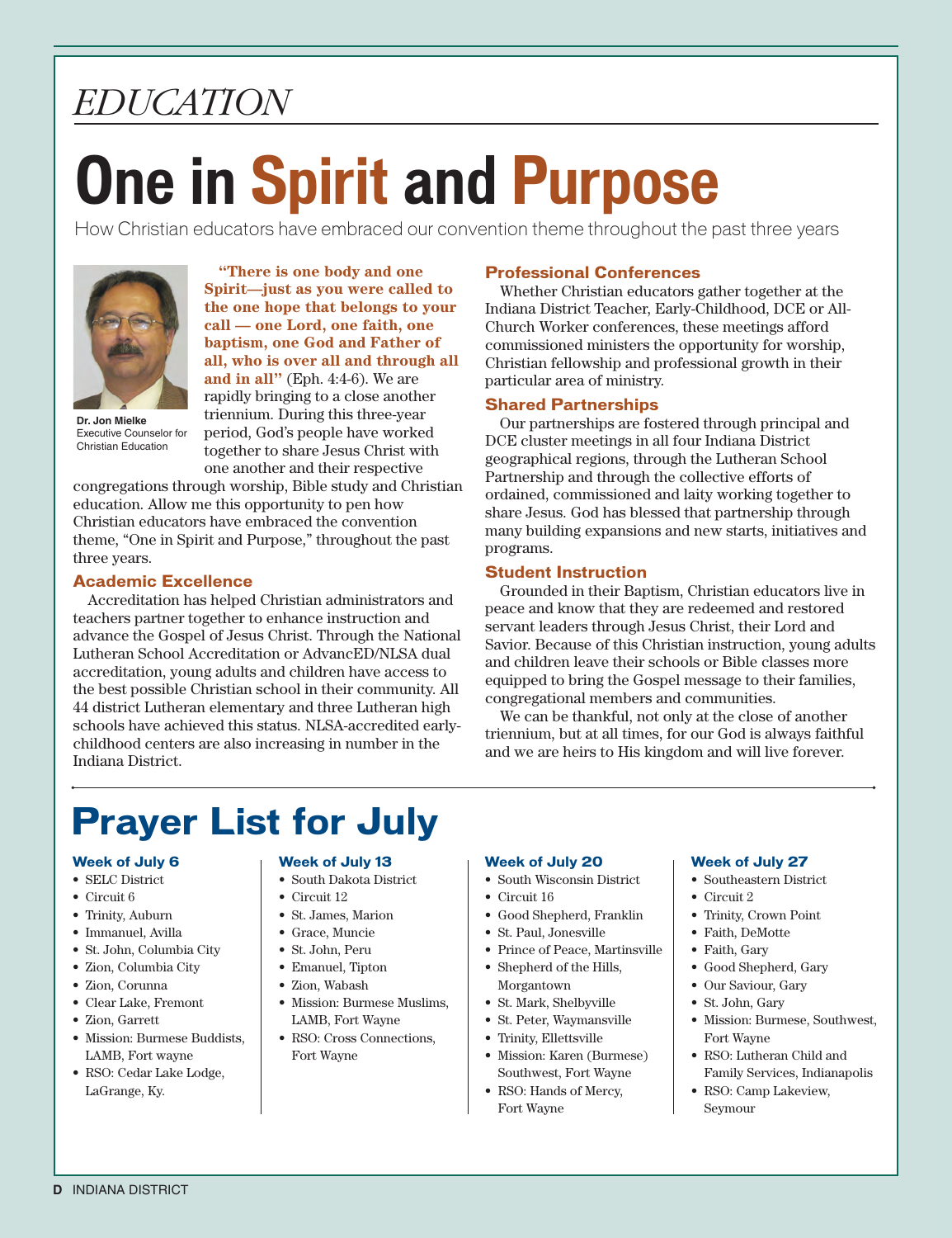*EDUCATION*

# One in Spirit and Purpose

How Christian educators have embraced our convention theme throughout the past three years

**Dr. Jon Mielke**
Executive Counselor for Christian Education

**"There is one body and one Spirit—just as you were called to the one hope that belongs to your call — one Lord, one faith, one baptism, one God and Father of all, who is over all and through all and in all"** (Eph. 4:4-6). We are rapidly bringing to a close another triennium. During this three-year period, God's people have worked together to share Jesus Christ with one another and their respective congregations through worship, Bible study and Christian education. Allow me this opportunity to pen how Christian educators have embraced the convention theme, "One in Spirit and Purpose," throughout the past three years.

### Academic Excellence

Accreditation has helped Christian administrators and teachers partner together to enhance instruction and advance the Gospel of Jesus Christ. Through the National Lutheran School Accreditation or AdvancED/NLSA dual accreditation, young adults and children have access to the best possible Christian school in their community. All 44 district Lutheran elementary and three Lutheran high schools have achieved this status. NLSA-accredited early-childhood centers are also increasing in number in the Indiana District.

### Professional Conferences

Whether Christian educators gather together at the Indiana District Teacher, Early-Childhood, DCE or All-Church Worker conferences, these meetings afford commissioned ministers the opportunity for worship, Christian fellowship and professional growth in their particular area of ministry.

### Shared Partnerships

Our partnerships are fostered through principal and DCE cluster meetings in all four Indiana District geographical regions, through the Lutheran School Partnership and through the collective efforts of ordained, commissioned and laity working together to share Jesus. God has blessed that partnership through many building expansions and new starts, initiatives and programs.

### Student Instruction

Grounded in their Baptism, Christian educators live in peace and know that they are redeemed and restored servant leaders through Jesus Christ, their Lord and Savior. Because of this Christian instruction, young adults and children leave their schools or Bible classes more equipped to bring the Gospel message to their families, congregational members and communities.

We can be thankful, not only at the close of another triennium, but at all times, for our God is always faithful and we are heirs to His kingdom and will live forever.

# Prayer List for July

### Week of July 6

- SELC District
- Circuit 6
- Trinity, Auburn
- Immanuel, Avilla
- St. John, Columbia City
- Zion, Columbia City
- Zion, Corunna
- Clear Lake, Fremont
- Zion, Garrett
- Mission: Burmese Buddists, LAMB, Fort wayne
- RSO: Cedar Lake Lodge, LaGrange, Ky.

### Week of July 13

- South Dakota District
- Circuit 12
- St. James, Marion
- Grace, Muncie
- St. John, Peru
- Emanuel, Tipton
- Zion, Wabash
- Mission: Burmese Muslims, LAMB, Fort Wayne
- RSO: Cross Connections, Fort Wayne

### Week of July 20

- South Wisconsin District
- Circuit 16
- Good Shepherd, Franklin
- St. Paul, Jonesville
- Prince of Peace, Martinsville
- Shepherd of the Hills, Morgantown
- St. Mark, Shelbyville
- St. Peter, Waymansville
- Trinity, Ellettsville
- Mission: Karen (Burmese) Southwest, Fort Wayne
- RSO: Hands of Mercy, Fort Wayne

### Week of July 27

- Southeastern District
- Circuit 2
- Trinity, Crown Point
- Faith, DeMotte
- Faith, Gary
- Good Shepherd, Gary
- Our Saviour, Gary
- St. John, Gary
- Mission: Burmese, Southwest, Fort Wayne
- RSO: Lutheran Child and Family Services, Indianapolis
- RSO: Camp Lakeview, Seymour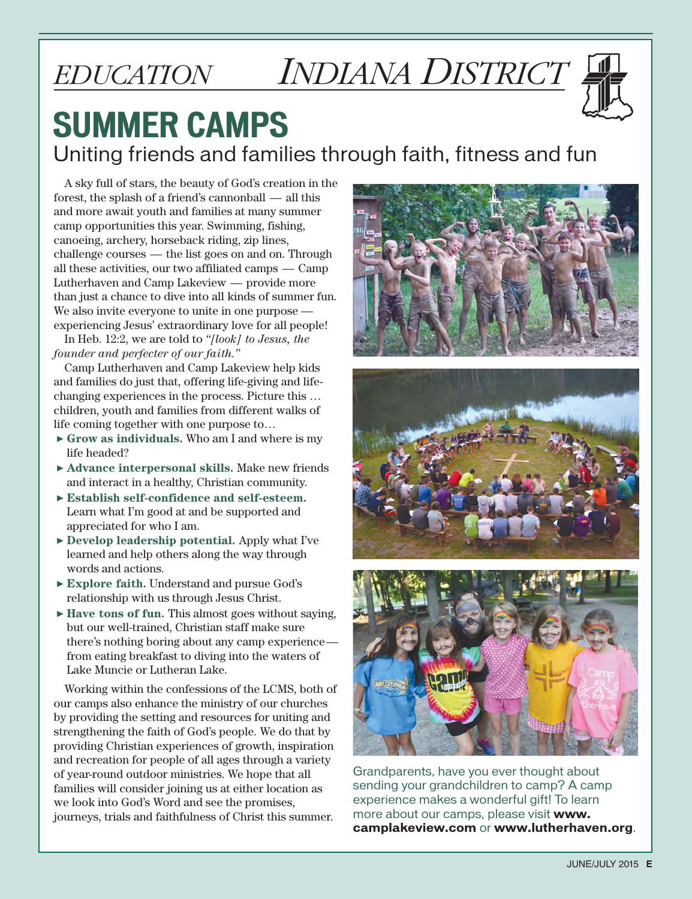*EDUCATION* *INDIANA DISTRICT*

# SUMMER CAMPS

## Uniting friends and families through faith, fitness and fun

A sky full of stars, the beauty of God's creation in the forest, the splash of a friend's cannonball — all this and more await youth and families at many summer camp opportunities this year. Swimming, fishing, canoeing, archery, horseback riding, zip lines, challenge courses — the list goes on and on. Through all these activities, our two affiliated camps — Camp Lutherhaven and Camp Lakeview — provide more than just a chance to dive into all kinds of summer fun. We also invite everyone to unite in one purpose — experiencing Jesus' extraordinary love for all people!

In Heb. 12:2, we are told to *"[look] to Jesus, the founder and perfecter of our faith."*

Camp Lutherhaven and Camp Lakeview help kids and families do just that, offering life-giving and life-changing experiences in the process. Picture this … children, youth and families from different walks of life coming together with one purpose to…

- **Grow as individuals.** Who am I and where is my life headed?
- **Advance interpersonal skills.** Make new friends and interact in a healthy, Christian community.
- **Establish self-confidence and self-esteem.** Learn what I'm good at and be supported and appreciated for who I am.
- **Develop leadership potential.** Apply what I've learned and help others along the way through words and actions.
- **Explore faith.** Understand and pursue God's relationship with us through Jesus Christ.
- **Have tons of fun.** This almost goes without saying, but our well-trained, Christian staff make sure there's nothing boring about any camp experience— from eating breakfast to diving into the waters of Lake Muncie or Lutheran Lake.

Working within the confessions of the LCMS, both of our camps also enhance the ministry of our churches by providing the setting and resources for uniting and strengthening the faith of God's people. We do that by providing Christian experiences of growth, inspiration and recreation for people of all ages through a variety of year-round outdoor ministries. We hope that all families will consider joining us at either location as we look into God's Word and see the promises, journeys, trials and faithfulness of Christ this summer.

Grandparents, have you ever thought about sending your grandchildren to camp? A camp experience makes a wonderful gift! To learn more about our camps, please visit **www.camplakeview.com** or **www.lutherhaven.org**.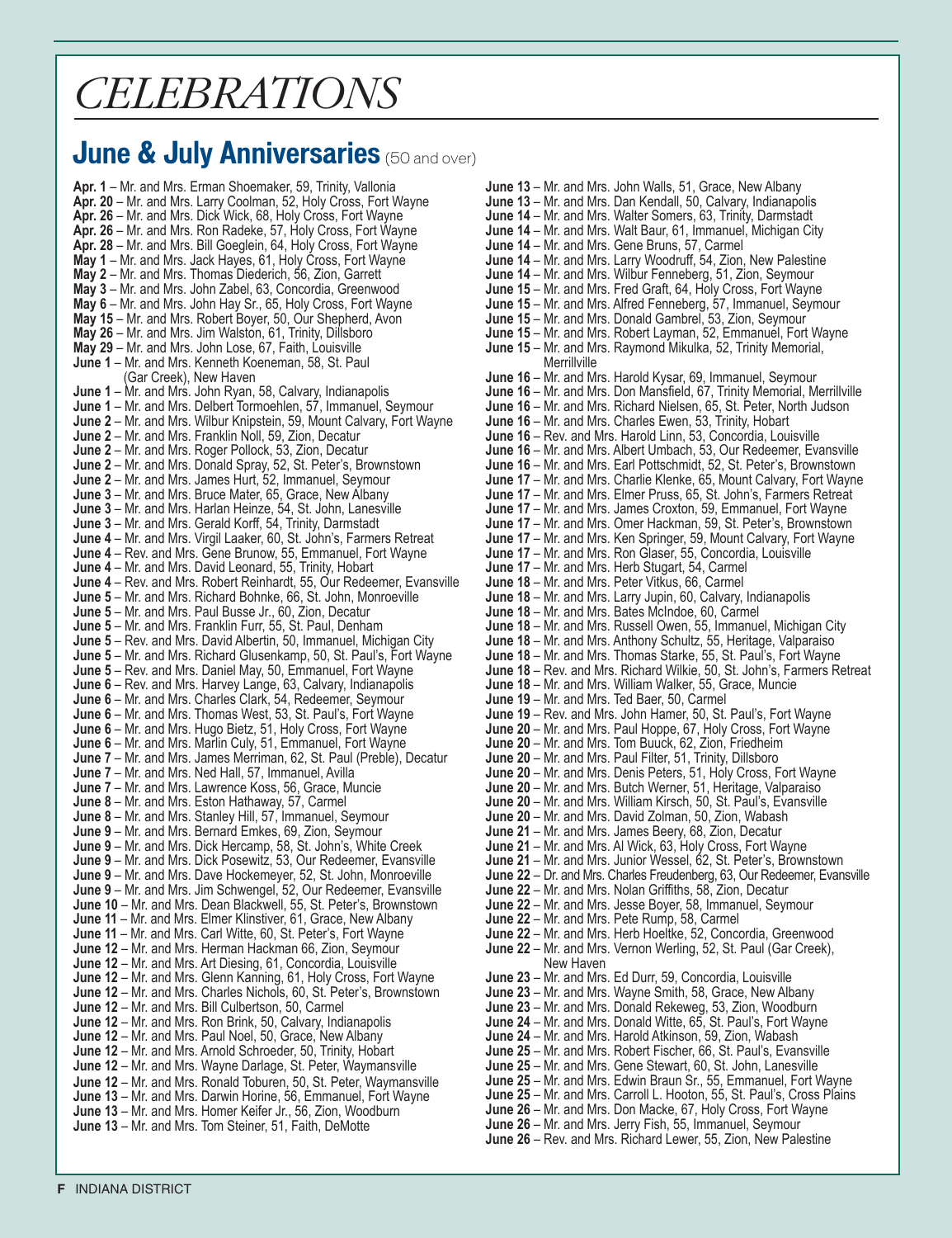# CELEBRATIONS

## June & July Anniversaries (50 and over)

**Apr. 1** – Mr. and Mrs. Erman Shoemaker, 59, Trinity, Vallonia
**Apr. 20** – Mr. and Mrs. Larry Coolman, 52, Holy Cross, Fort Wayne
**Apr. 26** – Mr. and Mrs. Dick Wick, 68, Holy Cross, Fort Wayne
**Apr. 26** – Mr. and Mrs. Ron Radeke, 57, Holy Cross, Fort Wayne
**Apr. 28** – Mr. and Mrs. Bill Goeglein, 64, Holy Cross, Fort Wayne
**May 1** – Mr. and Mrs. Jack Hayes, 61, Holy Cross, Fort Wayne
**May 2** – Mr. and Mrs. Thomas Diederich, 56, Zion, Garrett
**May 3** – Mr. and Mrs. John Zabel, 63, Concordia, Greenwood
**May 6** – Mr. and Mrs. John Hay Sr., 65, Holy Cross, Fort Wayne
**May 15** – Mr. and Mrs. Robert Boyer, 50, Our Shepherd, Avon
**May 26** – Mr. and Mrs. Jim Walston, 61, Trinity, Dillsboro
**May 29** – Mr. and Mrs. John Lose, 67, Faith, Louisville
**June 1** – Mr. and Mrs. Kenneth Koeneman, 58, St. Paul (Gar Creek), New Haven
**June 1** – Mr. and Mrs. John Ryan, 58, Calvary, Indianapolis
**June 1** – Mr. and Mrs. Delbert Tormoehlen, 57, Immanuel, Seymour
**June 2** – Mr. and Mrs. Wilbur Knipstein, 59, Mount Calvary, Fort Wayne
**June 2** – Mr. and Mrs. Franklin Noll, 59, Zion, Decatur
**June 2** – Mr. and Mrs. Roger Pollock, 53, Zion, Decatur
**June 2** – Mr. and Mrs. Donald Spray, 52, St. Peter's, Brownstown
**June 2** – Mr. and Mrs. James Hurt, 52, Immanuel, Seymour
**June 3** – Mr. and Mrs. Bruce Mater, 65, Grace, New Albany
**June 3** – Mr. and Mrs. Harlan Heinze, 54, St. John, Lanesville
**June 3** – Mr. and Mrs. Gerald Korff, 54, Trinity, Darmstadt
**June 4** – Mr. and Mrs. Virgil Laaker, 60, St. John's, Farmers Retreat
**June 4** – Rev. and Mrs. Gene Brunow, 55, Emmanuel, Fort Wayne
**June 4** – Mr. and Mrs. David Leonard, 55, Trinity, Hobart
**June 4** – Rev. and Mrs. Robert Reinhardt, 55, Our Redeemer, Evansville
**June 5** – Mr. and Mrs. Richard Bohnke, 66, St. John, Monroeville
**June 5** – Mr. and Mrs. Paul Busse Jr., 60, Zion, Decatur
**June 5** – Mr. and Mrs. Franklin Furr, 55, St. Paul, Denham
**June 5** – Rev. and Mrs. David Albertin, 50, Immanuel, Michigan City
**June 5** – Mr. and Mrs. Richard Glusenkamp, 50, St. Paul's, Fort Wayne
**June 5** – Rev. and Mrs. Daniel May, 50, Emmanuel, Fort Wayne
**June 6** – Rev. and Mrs. Harvey Lange, 63, Calvary, Indianapolis
**June 6** – Mr. and Mrs. Charles Clark, 54, Redeemer, Seymour
**June 6** – Mr. and Mrs. Thomas West, 53, St. Paul's, Fort Wayne
**June 6** – Mr. and Mrs. Hugo Bietz, 51, Holy Cross, Fort Wayne
**June 6** – Mr. and Mrs. Marlin Culy, 51, Emmanuel, Fort Wayne
**June 7** – Mr. and Mrs. James Merriman, 62, St. Paul (Preble), Decatur
**June 7** – Mr. and Mrs. Ned Hall, 57, Immanuel, Avilla
**June 7** – Mr. and Mrs. Lawrence Koss, 56, Grace, Muncie
**June 8** – Mr. and Mrs. Eston Hathaway, 57, Carmel
**June 8** – Mr. and Mrs. Stanley Hill, 57, Immanuel, Seymour
**June 9** – Mr. and Mrs. Bernard Emkes, 69, Zion, Seymour
**June 9** – Mr. and Mrs. Dick Hercamp, 58, St. John's, White Creek
**June 9** – Mr. and Mrs. Dick Posewitz, 53, Our Redeemer, Evansville
**June 9** – Mr. and Mrs. Dave Hockemeyer, 52, St. John, Monroeville
**June 9** – Mr. and Mrs. Jim Schwengel, 52, Our Redeemer, Evansville
**June 10** – Mr. and Mrs. Dean Blackwell, 55, St. Peter's, Brownstown
**June 11** – Mr. and Mrs. Elmer Klinstiver, 61, Grace, New Albany
**June 11** – Mr. and Mrs. Carl Witte, 60, St. Peter's, Fort Wayne
**June 12** – Mr. and Mrs. Herman Hackman 66, Zion, Seymour
**June 12** – Mr. and Mrs. Art Diesing, 61, Concordia, Louisville
**June 12** – Mr. and Mrs. Glenn Kanning, 61, Holy Cross, Fort Wayne
**June 12** – Mr. and Mrs. Charles Nichols, 60, St. Peter's, Brownstown
**June 12** – Mr. and Mrs. Bill Culbertson, 50, Carmel
**June 12** – Mr. and Mrs. Ron Brink, 50, Calvary, Indianapolis
**June 12** – Mr. and Mrs. Paul Noel, 50, Grace, New Albany
**June 12** – Mr. and Mrs. Arnold Schroeder, 50, Trinity, Hobart
**June 12** – Mr. and Mrs. Wayne Darlage, St. Peter, Waymansville
**June 12** – Mr. and Mrs. Ronald Toburen, 50, St. Peter, Waymansville
**June 13** – Mr. and Mrs. Darwin Horine, 56, Emmanuel, Fort Wayne
**June 13** – Mr. and Mrs. Homer Keifer Jr., 56, Zion, Woodburn
**June 13** – Mr. and Mrs. Tom Steiner, 51, Faith, DeMotte
**June 13** – Mr. and Mrs. John Walls, 51, Grace, New Albany
**June 13** – Mr. and Mrs. Dan Kendall, 50, Calvary, Indianapolis
**June 14** – Mr. and Mrs. Walter Somers, 63, Trinity, Darmstadt
**June 14** – Mr. and Mrs. Walt Baur, 61, Immanuel, Michigan City
**June 14** – Mr. and Mrs. Gene Bruns, 57, Carmel
**June 14** – Mr. and Mrs. Larry Woodruff, 54, Zion, New Palestine
**June 14** – Mr. and Mrs. Wilbur Fenneberg, 51, Zion, Seymour
**June 15** – Mr. and Mrs. Fred Graft, 64, Holy Cross, Fort Wayne
**June 15** – Mr. and Mrs. Alfred Fenneberg, 57, Immanuel, Seymour
**June 15** – Mr. and Mrs. Donald Gambrel, 53, Zion, Seymour
**June 15** – Mr. and Mrs. Robert Layman, 52, Emmanuel, Fort Wayne
**June 15** – Mr. and Mrs. Raymond Mikulka, 52, Trinity Memorial, Merrillville
**June 16** – Mr. and Mrs. Harold Kysar, 69, Immanuel, Seymour
**June 16** – Mr. and Mrs. Don Mansfield, 67, Trinity Memorial, Merrillville
**June 16** – Mr. and Mrs. Richard Nielsen, 65, St. Peter, North Judson
**June 16** – Mr. and Mrs. Charles Ewen, 53, Trinity, Hobart
**June 16** – Rev. and Mrs. Harold Linn, 53, Concordia, Louisville
**June 16** – Mr. and Mrs. Albert Umbach, 53, Our Redeemer, Evansville
**June 16** – Mr. and Mrs. Earl Pottschmidt, 52, St. Peter's, Brownstown
**June 17** – Mr. and Mrs. Charlie Klenke, 65, Mount Calvary, Fort Wayne
**June 17** – Mr. and Mrs. Elmer Pruss, 65, St. John's, Farmers Retreat
**June 17** – Mr. and Mrs. James Croxton, 59, Emmanuel, Fort Wayne
**June 17** – Mr. and Mrs. Omer Hackman, 59, St. Peter's, Brownstown
**June 17** – Mr. and Mrs. Ken Springer, 59, Mount Calvary, Fort Wayne
**June 17** – Mr. and Mrs. Ron Glaser, 55, Concordia, Louisville
**June 17** – Mr. and Mrs. Herb Stugart, 54, Carmel
**June 18** – Mr. and Mrs. Peter Vitkus, 66, Carmel
**June 18** – Mr. and Mrs. Larry Jupin, 60, Calvary, Indianapolis
**June 18** – Mr. and Mrs. Bates McIndoe, 60, Carmel
**June 18** – Mr. and Mrs. Russell Owen, 55, Immanuel, Michigan City
**June 18** – Mr. and Mrs. Anthony Schultz, 55, Heritage, Valparaiso
**June 18** – Mr. and Mrs. Thomas Starke, 55, St. Paul's, Fort Wayne
**June 18** – Rev. and Mrs. Richard Wilkie, 50, St. John's, Farmers Retreat
**June 18** – Mr. and Mrs. William Walker, 55, Grace, Muncie
**June 19** – Mr. and Mrs. Ted Baer, 50, Carmel
**June 19** – Rev. and Mrs. John Hamer, 50, St. Paul's, Fort Wayne
**June 20** – Mr. and Mrs. Paul Hoppe, 67, Holy Cross, Fort Wayne
**June 20** – Mr. and Mrs. Tom Buuck, 62, Zion, Friedheim
**June 20** – Mr. and Mrs. Paul Filter, 51, Trinity, Dillsboro
**June 20** – Mr. and Mrs. Denis Peters, 51, Holy Cross, Fort Wayne
**June 20** – Mr. and Mrs. Butch Werner, 51, Heritage, Valparaiso
**June 20** – Mr. and Mrs. William Kirsch, 50, St. Paul's, Evansville
**June 20** – Mr. and Mrs. David Zolman, 50, Zion, Wabash
**June 21** – Mr. and Mrs. James Beery, 68, Zion, Decatur
**June 21** – Mr. and Mrs. Al Wick, 63, Holy Cross, Fort Wayne
**June 21** – Mr. and Mrs. Junior Wessel, 62, St. Peter's, Brownstown
**June 22** – Dr. and Mrs. Charles Freudenberg, 63, Our Redeemer, Evansville
**June 22** – Mr. and Mrs. Nolan Griffiths, 58, Zion, Decatur
**June 22** – Mr. and Mrs. Jesse Boyer, 58, Immanuel, Seymour
**June 22** – Mr. and Mrs. Pete Rump, 58, Carmel
**June 22** – Mr. and Mrs. Herb Hoeltke, 52, Concordia, Greenwood
**June 22** – Mr. and Mrs. Vernon Werling, 52, St. Paul (Gar Creek), New Haven
**June 23** – Mr. and Mrs. Ed Durr, 59, Concordia, Louisville
**June 23** – Mr. and Mrs. Wayne Smith, 58, Grace, New Albany
**June 23** – Mr. and Mrs. Donald Rekeweg, 53, Zion, Woodburn
**June 24** – Mr. and Mrs. Donald Witte, 65, St. Paul's, Fort Wayne
**June 24** – Mr. and Mrs. Harold Atkinson, 59, Zion, Wabash
**June 25** – Mr. and Mrs. Robert Fischer, 66, St. Paul's, Evansville
**June 25** – Mr. and Mrs. Gene Stewart, 60, St. John, Lanesville
**June 25** – Mr. and Mrs. Edwin Braun Sr., 55, Emmanuel, Fort Wayne
**June 25** – Mr. and Mrs. Carroll L. Hooton, 55, St. Paul's, Cross Plains
**June 26** – Mr. and Mrs. Don Macke, 67, Holy Cross, Fort Wayne
**June 26** – Mr. and Mrs. Jerry Fish, 55, Immanuel, Seymour
**June 26** – Rev. and Mrs. Richard Lewer, 55, Zion, New Palestine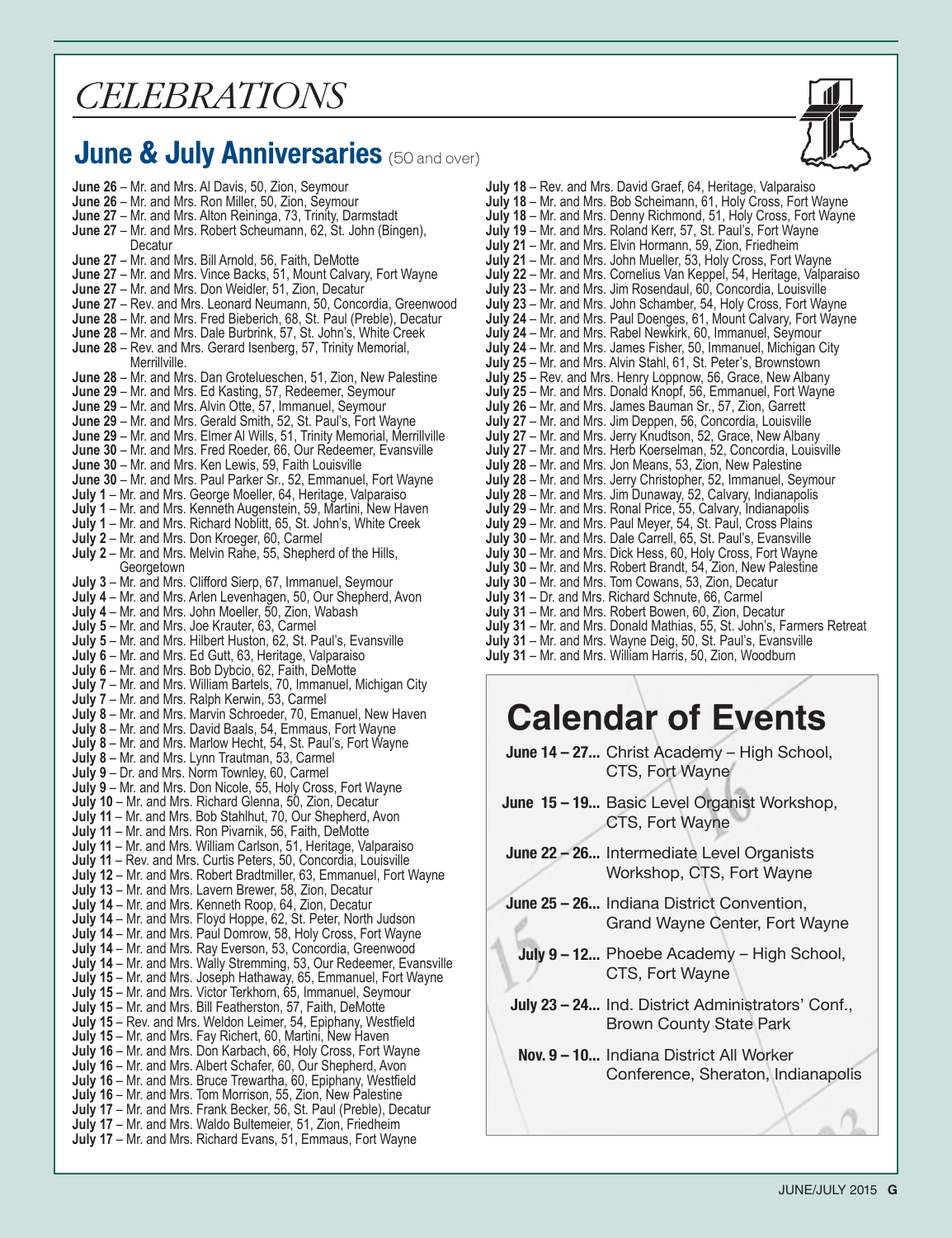# CELEBRATIONS

## June & July Anniversaries (50 and over)

**June 26** – Mr. and Mrs. Al Davis, 50, Zion, Seymour
**June 26** – Mr. and Mrs. Ron Miller, 50, Zion, Seymour
**June 27** – Mr. and Mrs. Alton Reininga, 73, Trinity, Darmstadt
**June 27** – Mr. and Mrs. Robert Scheumann, 62, St. John (Bingen), Decatur
**June 27** – Mr. and Mrs. Bill Arnold, 56, Faith, DeMotte
**June 27** – Mr. and Mrs. Vince Backs, 51, Mount Calvary, Fort Wayne
**June 27** – Mr. and Mrs. Don Weidler, 51, Zion, Decatur
**June 27** – Rev. and Mrs. Leonard Neumann, 50, Concordia, Greenwood
**June 28** – Mr. and Mrs. Fred Bieberich, 68, St. Paul (Preble), Decatur
**June 28** – Mr. and Mrs. Dale Burbrink, 57, St. John's, White Creek
**June 28** – Rev. and Mrs. Gerard Isenberg, 57, Trinity Memorial, Merrillville.
**June 28** – Mr. and Mrs. Dan Groteluesschen, 51, Zion, New Palestine
**June 29** – Mr. and Mrs. Ed Kasting, 57, Redeemer, Seymour
**June 29** – Mr. and Mrs. Alvin Otte, 57, Immanuel, Seymour
**June 29** – Mr. and Mrs. Gerald Smith, 52, St. Paul's, Fort Wayne
**June 29** – Mr. and Mrs. Elmer Al Wills, 51, Trinity Memorial, Merrillville
**June 30** – Mr. and Mrs. Fred Roeder, 66, Our Redeemer, Evansville
**June 30** – Mr. and Mrs. Ken Lewis, 59, Faith Louisville
**June 30** – Mr. and Mrs. Paul Parker Sr., 52, Emmanuel, Fort Wayne
**July 1** – Mr. and Mrs. George Moeller, 64, Heritage, Valparaiso
**July 1** – Mr. and Mrs. Kenneth Augenstein, 59, Martini, New Haven
**July 1** – Mr. and Mrs. Richard Noblitt, 65, St. John's, White Creek
**July 2** – Mr. and Mrs. Don Kroeger, 60, Carmel
**July 2** – Mr. and Mrs. Melvin Rahe, 55, Shepherd of the Hills, Georgetown
**July 3** – Mr. and Mrs. Clifford Sierp, 67, Immanuel, Seymour
**July 4** – Mr. and Mrs. Arlen Levenhagen, 50, Our Shepherd, Avon
**July 4** – Mr. and Mrs. John Moeller, 50, Zion, Wabash
**July 5** – Mr. and Mrs. Joe Krauter, 63, Carmel
**July 5** – Mr. and Mrs. Hilbert Huston, 62, St. Paul's, Evansville
**July 6** – Mr. and Mrs. Ed Gutt, 63, Heritage, Valparaiso
**July 6** – Mr. and Mrs. Bob Dybcio, 62, Faith, DeMotte
**July 7** – Mr. and Mrs. William Bartels, 70, Immanuel, Michigan City
**July 7** – Mr. and Mrs. Ralph Kerwin, 53, Carmel
**July 8** – Mr. and Mrs. Marvin Schroeder, 70, Emanuel, New Haven
**July 8** – Mr. and Mrs. David Baals, 54, Emmaus, Fort Wayne
**July 8** – Mr. and Mrs. Marlow Hecht, 54, St. Paul's, Fort Wayne
**July 8** – Mr. and Mrs. Lynn Trautman, 53, Carmel
**July 9** – Dr. and Mrs. Norm Townley, 60, Carmel
**July 9** – Mr. and Mrs. Don Nicole, 55, Holy Cross, Fort Wayne
**July 10** – Mr. and Mrs. Richard Glenna, 50, Zion, Decatur
**July 11** – Mr. and Mrs. Bob Stahlhut, 70, Our Shepherd, Avon
**July 11** – Mr. and Mrs. Ron Pivarnik, 56, Faith, DeMotte
**July 11** – Mr. and Mrs. William Carlson, 51, Heritage, Valparaiso
**July 11** – Rev. and Mrs. Curtis Peters, 50, Concordia, Louisville
**July 12** – Mr. and Mrs. Robert Bradtmiller, 63, Emmanuel, Fort Wayne
**July 13** – Mr. and Mrs. Lavern Brewer, 58, Zion, Decatur
**July 14** – Mr. and Mrs. Kenneth Roop, 64, Zion, Decatur
**July 14** – Mr. and Mrs. Floyd Hoppe, 62, St. Peter, North Judson
**July 14** – Mr. and Mrs. Paul Domrow, 58, Holy Cross, Fort Wayne
**July 14** – Mr. and Mrs. Ray Everson, 53, Concordia, Greenwood
**July 14** – Mr. and Mrs. Wally Stremming, 53, Our Redeemer, Evansville
**July 15** – Mr. and Mrs. Joseph Hathaway, 65, Emmanuel, Fort Wayne
**July 15** – Mr. and Mrs. Victor Terkhorn, 65, Immanuel, Seymour
**July 15** – Mr. and Mrs. Bill Featherston, 57, Faith, DeMotte
**July 15** – Rev. and Mrs. Weldon Leimer, 54, Epiphany, Westfield
**July 15** – Mr. and Mrs. Fay Richert, 60, Martini, New Haven
**July 16** – Mr. and Mrs. Don Karbach, 66, Holy Cross, Fort Wayne
**July 16** – Mr. and Mrs. Albert Schafer, 60, Our Shepherd, Avon
**July 16** – Mr. and Mrs. Bruce Trewartha, 60, Epiphany, Westfield
**July 16** – Mr. and Mrs. Tom Morrison, 55, Zion, New Palestine
**July 17** – Mr. and Mrs. Frank Becker, 56, St. Paul (Preble), Decatur
**July 17** – Mr. and Mrs. Waldo Bultemeier, 51, Zion, Friedheim
**July 17** – Mr. and Mrs. Richard Evans, 51, Emmaus, Fort Wayne
**July 18** – Rev. and Mrs. David Graef, 64, Heritage, Valparaiso
**July 18** – Mr. and Mrs. Bob Scheimann, 61, Holy Cross, Fort Wayne
**July 18** – Mr. and Mrs. Denny Richmond, 51, Holy Cross, Fort Wayne
**July 19** – Mr. and Mrs. Roland Kerr, 57, St. Paul's, Fort Wayne
**July 21** – Mr. and Mrs. Elvin Hormann, 59, Zion, Friedheim
**July 21** – Mr. and Mrs. John Mueller, 53, Holy Cross, Fort Wayne
**July 22** – Mr. and Mrs. Cornelius Van Keppel, 54, Heritage, Valparaiso
**July 23** – Mr. and Mrs. Jim Rosendaul, 60, Concordia, Louisville
**July 23** – Mr. and Mrs. John Schamber, 54, Holy Cross, Fort Wayne
**July 24** – Mr. and Mrs. Paul Doenges, 61, Mount Calvary, Fort Wayne
**July 24** – Mr. and Mrs. Rabel Newkirk, 60, Immanuel, Seymour
**July 24** – Mr. and Mrs. James Fisher, 50, Immanuel, Michigan City
**July 25** – Mr. and Mrs. Alvin Stahl, 61, St. Peter's, Brownstown
**July 25** – Rev. and Mrs. Henry Loppnow, 56, Grace, New Albany
**July 25** – Mr. and Mrs. Donald Knopf, 56, Emmanuel, Fort Wayne
**July 26** – Mr. and Mrs. James Bauman Sr., 57, Zion, Garrett
**July 27** – Mr. and Mrs. Jim Deppen, 56, Concordia, Louisville
**July 27** – Mr. and Mrs. Jerry Knudtson, 52, Grace, New Albany
**July 27** – Mr. and Mrs. Herb Koerselman, 52, Concordia, Louisville
**July 28** – Mr. and Mrs. Jon Means, 53, Zion, New Palestine
**July 28** – Mr. and Mrs. Jerry Christopher, 52, Immanuel, Seymour
**July 28** – Mr. and Mrs. Jim Dunaway, 52, Calvary, Indianapolis
**July 29** – Mr. and Mrs. Ronal Price, 55, Calvary, Indianapolis
**July 29** – Mr. and Mrs. Paul Meyer, 54, St. Paul, Cross Plains
**July 30** – Mr. and Mrs. Dale Carrell, 65, St. Paul's, Evansville
**July 30** – Mr. and Mrs. Dick Hess, 60, Holy Cross, Fort Wayne
**July 30** – Mr. and Mrs. Robert Brandt, 54, Zion, New Palestine
**July 30** – Mr. and Mrs. Tom Cowans, 53, Zion, Decatur
**July 31** – Dr. and Mrs. Richard Schnute, 66, Carmel
**July 31** – Mr. and Mrs. Robert Bowen, 60, Zion, Decatur
**July 31** – Mr. and Mrs. Donald Mathias, 55, St. John's, Farmers Retreat
**July 31** – Mr. and Mrs. Wayne Deig, 50, St. Paul's, Evansville
**July 31** – Mr. and Mrs. William Harris, 50, Zion, Woodburn

## Calendar of Events

**June 14 – 27...** Christ Academy – High School, CTS, Fort Wayne

**June 15 – 19...** Basic Level Organist Workshop, CTS, Fort Wayne

**June 22 – 26...** Intermediate Level Organists Workshop, CTS, Fort Wayne

**June 25 – 26...** Indiana District Convention, Grand Wayne Center, Fort Wayne

**July 9 – 12...** Phoebe Academy – High School, CTS, Fort Wayne

**July 23 – 24...** Ind. District Administrators' Conf., Brown County State Park

**Nov. 9 – 10...** Indiana District All Worker Conference, Sheraton, Indianapolis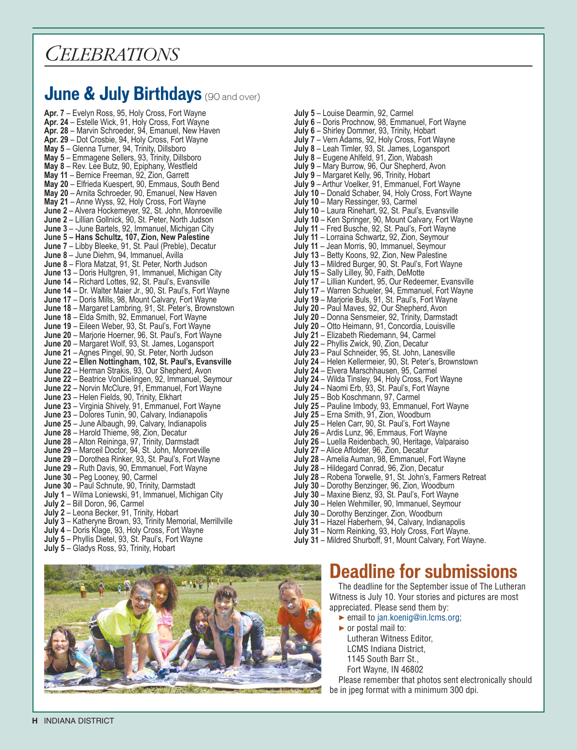# *Celebrations*

## June & July Birthdays (90 and over)

**Apr. 7** – Evelyn Ross, 95, Holy Cross, Fort Wayne
**Apr. 24** – Estelle Wick, 91, Holy Cross, Fort Wayne
**Apr. 28** – Marvin Schroeder, 94, Emanuel, New Haven
**Apr. 29** – Dot Crosbie, 94, Holy Cross, Fort Wayne
**May 5** – Glenna Turner, 94, Trinity, Dillsboro
**May 5** – Emmagene Sellers, 93, Trinity, Dillsboro
**May 8** – Rev. Lee Butz, 90, Epiphany, Westfield
**May 11** – Bernice Freeman, 92, Zion, Garrett
**May 20** – Elfrieda Kuespert, 90, Emmaus, South Bend
**May 20** – Arnita Schroeder, 90, Emanuel, New Haven
**May 21** – Anne Wyss, 92, Holy Cross, Fort Wayne
**June 2** – Alvera Hockemeyer, 92, St. John, Monroeville
**June 2** – Lillian Gollnick, 90, St. Peter, North Judson
**June 3** – -June Bartels, 92, Immanuel, Michigan City
**June 5 – Hans Schultz, 107, Zion, New Palestine**
**June 7** – Libby Bleeke, 91, St. Paul (Preble), Decatur
**June 8** – June Diehm, 94, Immanuel, Avilla
**June 8** – Flora Matzat, 91, St. Peter, North Judson
**June 13** – Doris Hultgren, 91, Immanuel, Michigan City
**June 14** – Richard Lottes, 92, St. Paul's, Evansville
**June 14** – Dr. Walter Maier Jr., 90, St. Paul's, Fort Wayne
**June 17** – Doris Mills, 98, Mount Calvary, Fort Wayne
**June 18** – Margaret Lambring, 91, St. Peter's, Brownstown
**June 18** – Elda Smith, 92, Emmanuel, Fort Wayne
**June 19** – Eileen Weber, 93, St. Paul's, Fort Wayne
**June 20** – Marjorie Hoerner, 96, St. Paul's, Fort Wayne
**June 20** – Margaret Wolf, 93, St. James, Logansport
**June 21** – Agnes Pingel, 90, St. Peter, North Judson
**June 22 – Ellen Nottingham, 102, St. Paul's, Evansville**
**June 22** – Herman Strakis, 93, Our Shepherd, Avon
**June 22** – Beatrice VonDielingen, 92, Immanuel, Seymour
**June 22** – Norvin McClure, 91, Emmanuel, Fort Wayne
**June 23** – Helen Fields, 90, Trinity, Elkhart
**June 23** – Virginia Shively, 91, Emmanuel, Fort Wayne
**June 23** – Dolores Tunin, 90, Calvary, Indianapolis
**June 25** – June Albaugh, 99, Calvary, Indianapolis
**June 28** – Harold Thieme, 98, Zion, Decatur
**June 28** – Alton Reininga, 97, Trinity, Darmstadt
**June 29** – Marceil Doctor, 94, St. John, Monroeville
**June 29** – Dorothea Rinker, 93, St. Paul's, Fort Wayne
**June 29** – Ruth Davis, 90, Emmanuel, Fort Wayne
**June 30** – Peg Looney, 90, Carmel
**June 30** – Paul Schnute, 90, Trinity, Darmstadt
**July 1** – Wilma Loniewski, 91, Immanuel, Michigan City
**July 2** – Bill Doron, 96, Carmel
**July 2** – Leona Becker, 91, Trinity, Hobart
**July 3** – Katheryne Brown, 93, Trinity Memorial, Merrillville
**July 4** – Doris Klage, 93, Holy Cross, Fort Wayne
**July 5** – Phyllis Dietel, 93, St. Paul's, Fort Wayne
**July 5** – Gladys Ross, 93, Trinity, Hobart
**July 5** – Louise Dearmin, 92, Carmel
**July 6** – Doris Prochnow, 98, Emmanuel, Fort Wayne
**July 6** – Shirley Dommer, 93, Trinity, Hobart
**July 7** – Vern Adams, 92, Holy Cross, Fort Wayne
**July 8** – Leah Timler, 93, St. James, Logansport
**July 8** – Eugene Ahlfeld, 91, Zion, Wabash
**July 9** – Mary Burrow, 96, Our Shepherd, Avon
**July 9** – Margaret Kelly, 96, Trinity, Hobart
**July 9** – Arthur Voelker, 91, Emmanuel, Fort Wayne
**July 10** – Donald Schaber, 94, Holy Cross, Fort Wayne
**July 10** – Mary Ressinger, 93, Carmel
**July 10** – Laura Rinehart, 92, St. Paul's, Evansville
**July 10** – Ken Springer, 90, Mount Calvary, Fort Wayne
**July 11** – Fred Busche, 92, St. Paul's, Fort Wayne
**July 11** – Lorraina Schwartz, 92, Zion, Seymour
**July 11** – Jean Morris, 90, Immanuel, Seymour
**July 13** – Betty Koons, 92, Zion, New Palestine
**July 13** – Mildred Burger, 90, St. Paul's, Fort Wayne
**July 15** – Sally Lilley, 90, Faith, DeMotte
**July 17** – Lillian Kundert, 95, Our Redeemer, Evansville
**July 17** – Warren Schueler, 94, Emmanuel, Fort Wayne
**July 19** – Marjorie Buls, 91, St. Paul's, Fort Wayne
**July 20** – Paul Maves, 92, Our Shepherd, Avon
**July 20** – Donna Sensmeier, 92, Trinity, Darmstadt
**July 20** – Otto Heimann, 91, Concordia, Louisville
**July 21** – Elizabeth Riedemann, 94, Carmel
**July 22** – Phyllis Zwick, 90, Zion, Decatur
**July 23** – Paul Schneider, 95, St. John, Lanesville
**July 24** – Helen Kellermeier, 90, St. Peter's, Brownstown
**July 24** – Elvera Marschhausen, 95, Carmel
**July 24** – Wilda Tinsley, 94, Holy Cross, Fort Wayne
**July 24** – Naomi Erb, 93, St. Paul's, Fort Wayne
**July 25** – Bob Koschmann, 97, Carmel
**July 25** – Pauline Imbody, 93, Emmanuel, Fort Wayne
**July 25** – Erna Smith, 91, Zion, Woodburn
**July 25** – Helen Carr, 90, St. Paul's, Fort Wayne
**July 26** – Ardis Lunz, 96, Emmaus, Fort Wayne
**July 26** – Luella Reidenbach, 90, Heritage, Valparaiso
**July 27** – Alice Affolder, 96, Zion, Decatur
**July 28** – Amelia Auman, 98, Emmanuel, Fort Wayne
**July 28** – Hildegard Conrad, 96, Zion, Decatur
**July 28** – Robena Torwelle, 91, St. John's, Farmers Retreat
**July 30** – Dorothy Benzinger, 96, Zion, Woodburn
**July 30** – Maxine Bienz, 93, St. Paul's, Fort Wayne
**July 30** – Helen Wehmiller, 90, Immanuel, Seymour
**July 30** – Dorothy Benzinger, Zion, Woodburn
**July 31** – Hazel Haberhern, 94, Calvary, Indianapolis
**July 31** – Norm Reinking, 93, Holy Cross, Fort Wayne.
**July 31** – Mildred Shurboff, 91, Mount Calvary, Fort Wayne.

## Deadline for submissions

The deadline for the September issue of The Lutheran Witness is July 10. Your stories and pictures are most appreciated. Please send them by:

- email to jan.koenig@in.lcms.org;
- or postal mail to:
  Lutheran Witness Editor,
  LCMS Indiana District,
  1145 South Barr St.,
  Fort Wayne, IN 46802

Please remember that photos sent electronically should be in jpeg format with a minimum 300 dpi.